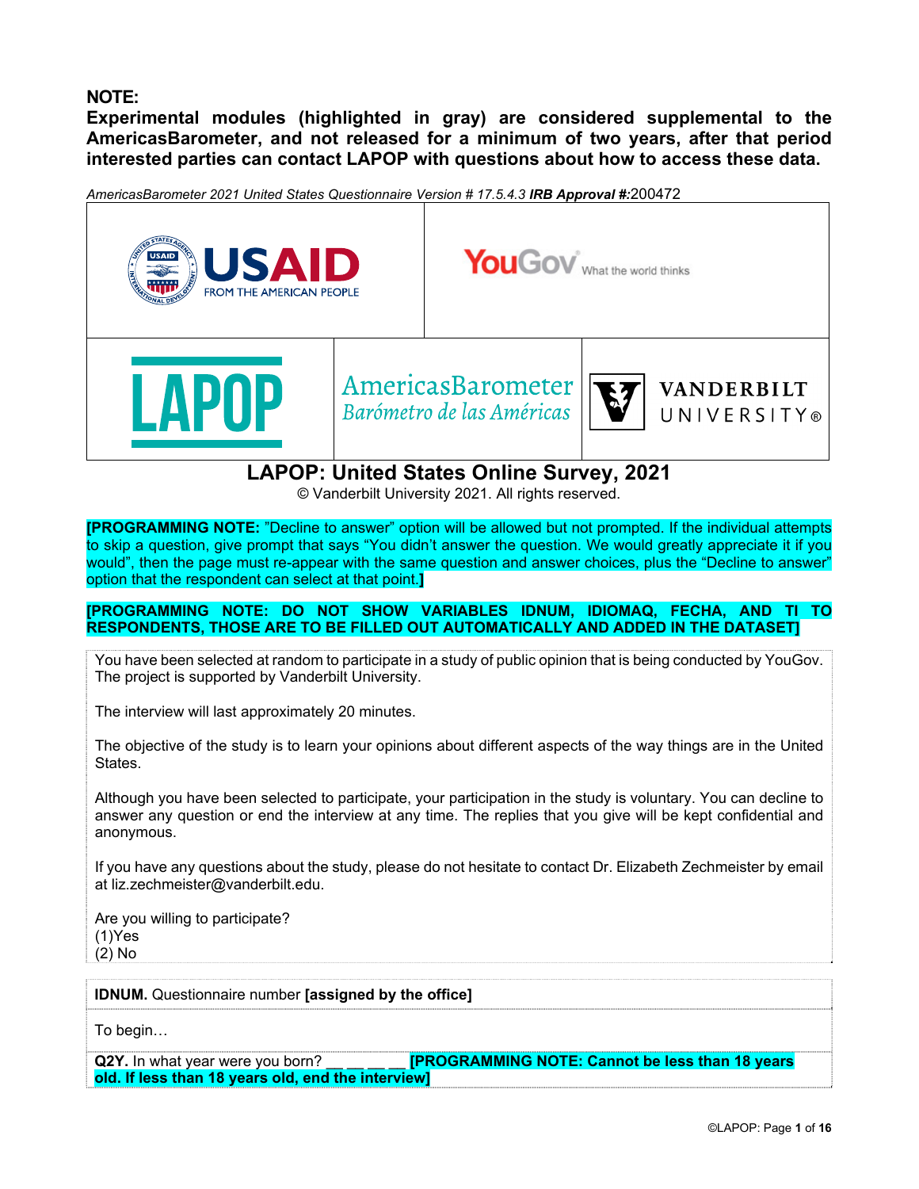**NOTE:**

**Experimental modules (highlighted in gray) are considered supplemental to the AmericasBarometer, and not released for a minimum of two years, after that period interested parties can contact LAPOP with questions about how to access these data.**

*AmericasBarometer 2021 United States Questionnaire Version # 17.5.4.3* ***IRB Approval #:***200472

USAID FROM THE AMERICAN PEOPLE | YouGov What the world thinks | LAPOP | AmericasBarometer Barómetro de las Américas | VANDERBILT UNIVERSITY

# LAPOP: United States Online Survey, 2021

© Vanderbilt University 2021. All rights reserved.

**[PROGRAMMING NOTE:** "Decline to answer" option will be allowed but not prompted. If the individual attempts to skip a question, give prompt that says "You didn't answer the question. We would greatly appreciate it if you would", then the page must re-appear with the same question and answer choices, plus the "Decline to answer" option that the respondent can select at that point.**]**

**[PROGRAMMING NOTE: DO NOT SHOW VARIABLES IDNUM, IDIOMAQ, FECHA, AND TI TO RESPONDENTS, THOSE ARE TO BE FILLED OUT AUTOMATICALLY AND ADDED IN THE DATASET]**

You have been selected at random to participate in a study of public opinion that is being conducted by YouGov. The project is supported by Vanderbilt University.

The interview will last approximately 20 minutes.

The objective of the study is to learn your opinions about different aspects of the way things are in the United States.

Although you have been selected to participate, your participation in the study is voluntary. You can decline to answer any question or end the interview at any time. The replies that you give will be kept confidential and anonymous.

If you have any questions about the study, please do not hesitate to contact Dr. Elizabeth Zechmeister by email at liz.zechmeister@vanderbilt.edu.

Are you willing to participate?
(1)Yes
(2) No

**IDNUM.** Questionnaire number **[assigned by the office]**

To begin…

**Q2Y.** In what year were you born? __ __ __ __ **[PROGRAMMING NOTE: Cannot be less than 18 years old. If less than 18 years old, end the interview]**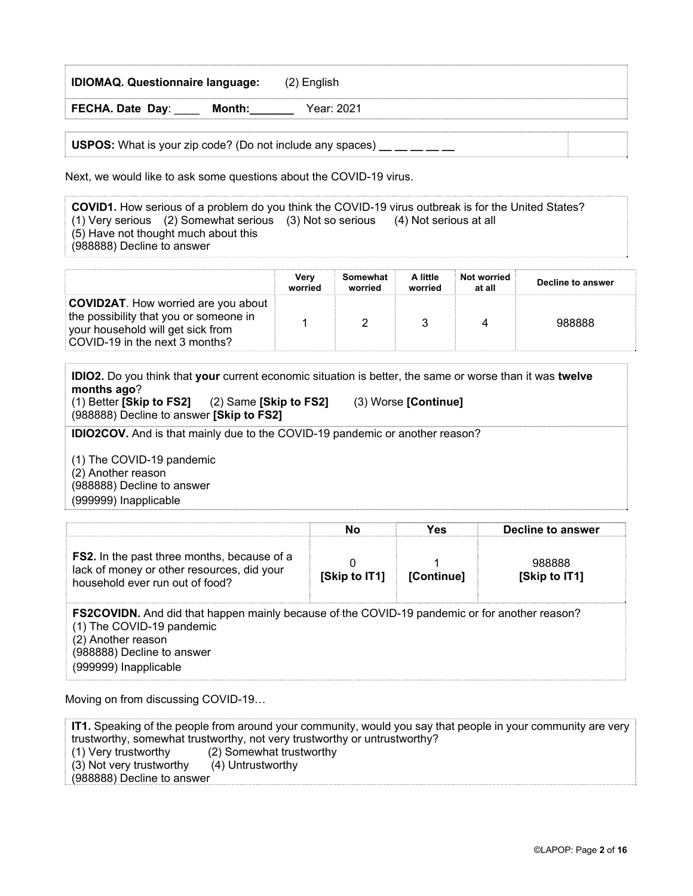| **IDIOMAQ. Questionnaire language:** (2) English |
|---|
| **FECHA. Date Day**: ____ **Month:_______** Year: 2021 |

| **USPOS:** What is your zip code? (Do not include any spaces) __ __ __ __ __ | |
|---|---|

Next, we would like to ask some questions about the COVID-19 virus.

**COVID1.** How serious of a problem do you think the COVID-19 virus outbreak is for the United States?
(1) Very serious (2) Somewhat serious (3) Not so serious (4) Not serious at all
(5) Have not thought much about this
(988888) Decline to answer

| | Very worried | Somewhat worried | A little worried | Not worried at all | Decline to answer |
|---|---|---|---|---|---|
| **COVID2AT**. How worried are you about the possibility that you or someone in your household will get sick from COVID-19 in the next 3 months? | 1 | 2 | 3 | 4 | 988888 |

**IDIO2.** Do you think that **your** current economic situation is better, the same or worse than it was **twelve months ago**?
(1) Better **[Skip to FS2]** (2) Same **[Skip to FS2]** (3) Worse **[Continue]**
(988888) Decline to answer **[Skip to FS2]**

**IDIO2COV.** And is that mainly due to the COVID-19 pandemic or another reason?

(1) The COVID-19 pandemic
(2) Another reason
(988888) Decline to answer
(999999) Inapplicable

| | No | Yes | Decline to answer |
|---|---|---|---|
| **FS2.** In the past three months, because of a lack of money or other resources, did your household ever run out of food? | 0 **[Skip to IT1]** | 1 **[Continue]** | 988888 **[Skip to IT1]** |

**FS2COVIDN.** And did that happen mainly because of the COVID-19 pandemic or for another reason?
(1) The COVID-19 pandemic
(2) Another reason
(988888) Decline to answer
(999999) Inapplicable

Moving on from discussing COVID-19…

**IT1.** Speaking of the people from around your community, would you say that people in your community are very trustworthy, somewhat trustworthy, not very trustworthy or untrustworthy?
(1) Very trustworthy (2) Somewhat trustworthy
(3) Not very trustworthy (4) Untrustworthy
(988888) Decline to answer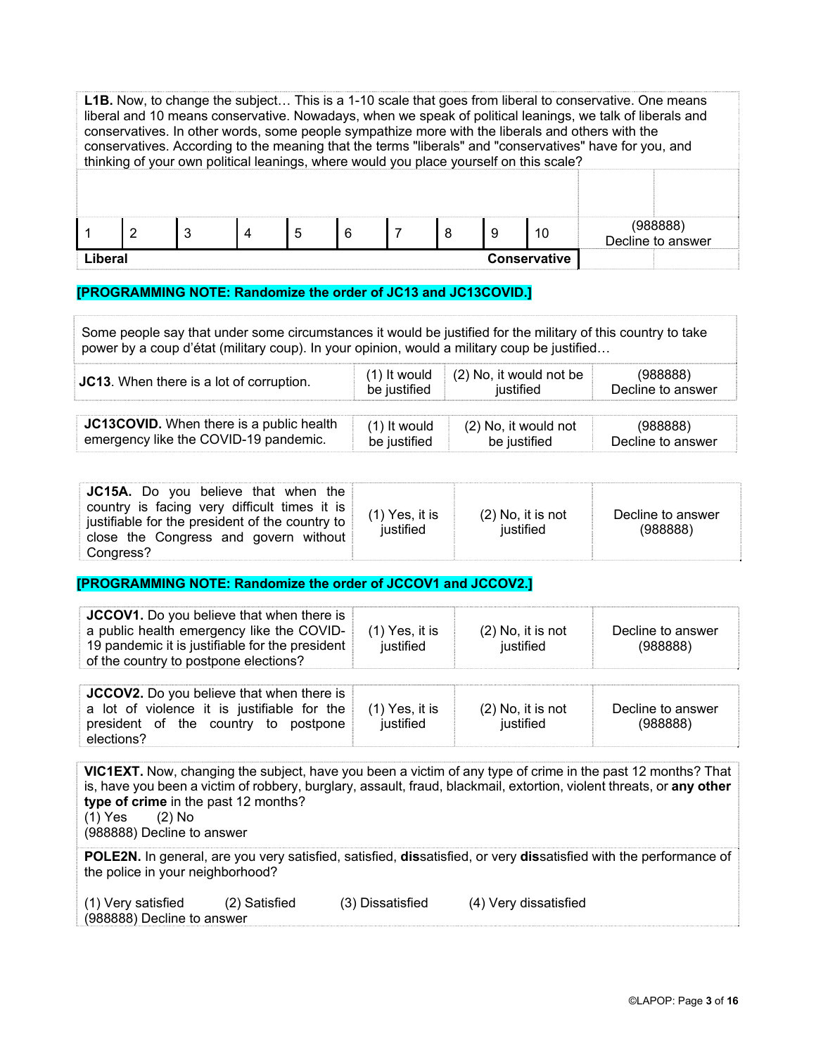**L1B.** Now, to change the subject… This is a 1-10 scale that goes from liberal to conservative. One means liberal and 10 means conservative. Nowadays, when we speak of political leanings, we talk of liberals and conservatives. In other words, some people sympathize more with the liberals and others with the conservatives. According to the meaning that the terms "liberals" and "conservatives" have for you, and thinking of your own political leanings, where would you place yourself on this scale?

| 1 | 2 | 3 | 4 | 5 | 6 | 7 | 8 | 9 | 10 | (988888) Decline to answer |
|---|---|---|---|---|---|---|---|---|---|---|
| **Liberal** | | | | | | | | | **Conservative** | |

**[PROGRAMMING NOTE: Randomize the order of JC13 and JC13COVID.]**

Some people say that under some circumstances it would be justified for the military of this country to take power by a coup d'état (military coup). In your opinion, would a military coup be justified…

| | | | |
|---|---|---|---|
| **JC13**. When there is a lot of corruption. | (1) It would be justified | (2) No, it would not be justified | (988888) Decline to answer |
| **JC13COVID.** When there is a public health emergency like the COVID-19 pandemic. | (1) It would be justified | (2) No, it would not be justified | (988888) Decline to answer |

| | | | |
|---|---|---|---|
| **JC15A.** Do you believe that when the country is facing very difficult times it is justifiable for the president of the country to close the Congress and govern without Congress? | (1) Yes, it is justified | (2) No, it is not justified | Decline to answer (988888) |

**[PROGRAMMING NOTE: Randomize the order of JCCOV1 and JCCOV2.]**

| | | | |
|---|---|---|---|
| **JCCOV1.** Do you believe that when there is a public health emergency like the COVID-19 pandemic it is justifiable for the president of the country to postpone elections? | (1) Yes, it is justified | (2) No, it is not justified | Decline to answer (988888) |
| **JCCOV2.** Do you believe that when there is a lot of violence it is justifiable for the president of the country to postpone elections? | (1) Yes, it is justified | (2) No, it is not justified | Decline to answer (988888) |

**VIC1EXT.** Now, changing the subject, have you been a victim of any type of crime in the past 12 months? That is, have you been a victim of robbery, burglary, assault, fraud, blackmail, extortion, violent threats, or **any other type of crime** in the past 12 months?
(1) Yes (2) No
(988888) Decline to answer

**POLE2N.** In general, are you very satisfied, satisfied, **dis**satisfied, or very **dis**satisfied with the performance of the police in your neighborhood?

(1) Very satisfied (2) Satisfied (3) Dissatisfied (4) Very dissatisfied
(988888) Decline to answer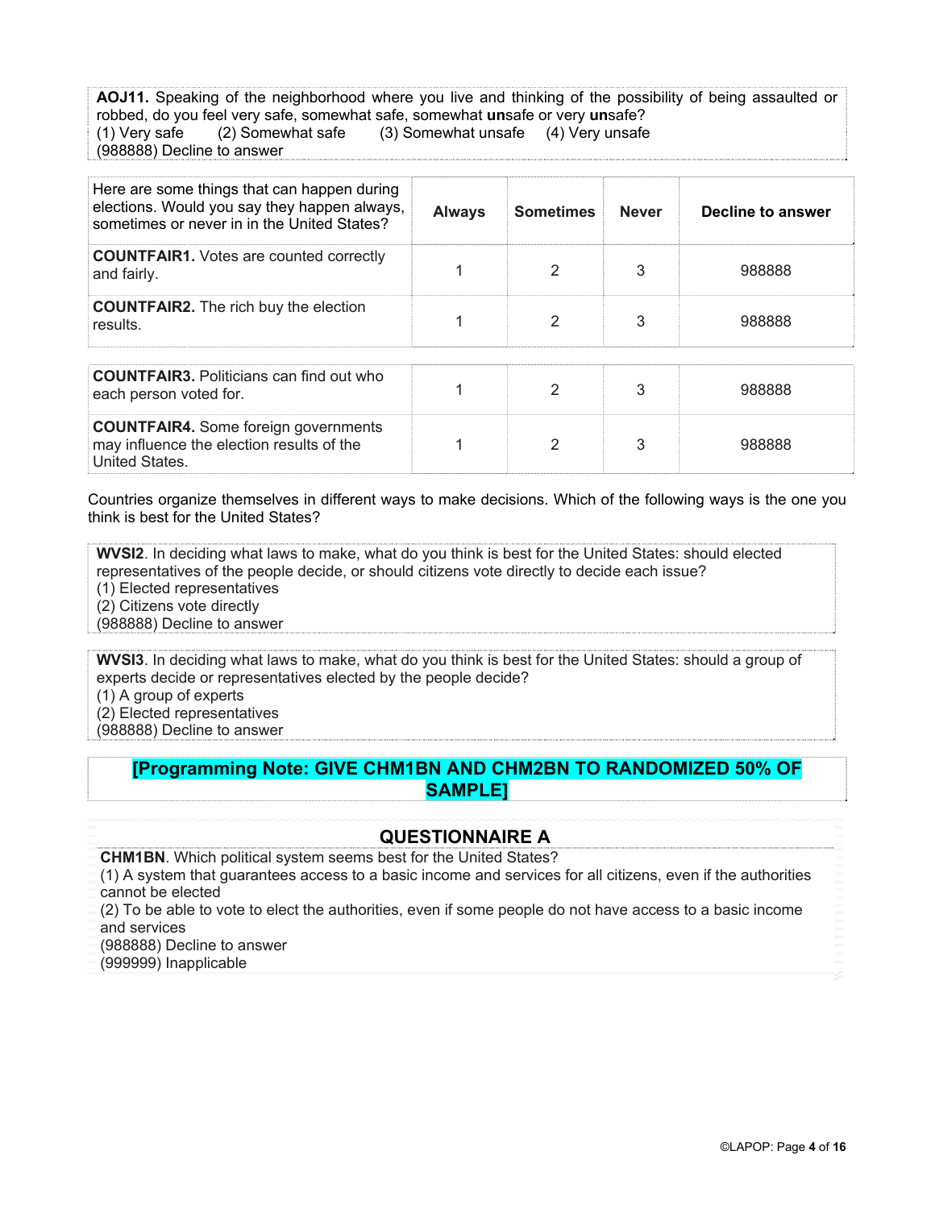**AOJ11.** Speaking of the neighborhood where you live and thinking of the possibility of being assaulted or robbed, do you feel very safe, somewhat safe, somewhat **un**safe or very **un**safe?
(1) Very safe (2) Somewhat safe (3) Somewhat unsafe (4) Very unsafe
(988888) Decline to answer

| Here are some things that can happen during elections. Would you say they happen always, sometimes or never in in the United States? | Always | Sometimes | Never | Decline to answer |
|---|---|---|---|---|
| **COUNTFAIR1.** Votes are counted correctly and fairly. | 1 | 2 | 3 | 988888 |
| **COUNTFAIR2.** The rich buy the election results. | 1 | 2 | 3 | 988888 |
| **COUNTFAIR3.** Politicians can find out who each person voted for. | 1 | 2 | 3 | 988888 |
| **COUNTFAIR4.** Some foreign governments may influence the election results of the United States. | 1 | 2 | 3 | 988888 |

Countries organize themselves in different ways to make decisions. Which of the following ways is the one you think is best for the United States?

**WVSI2**. In deciding what laws to make, what do you think is best for the United States: should elected representatives of the people decide, or should citizens vote directly to decide each issue?
(1) Elected representatives
(2) Citizens vote directly
(988888) Decline to answer

**WVSI3**. In deciding what laws to make, what do you think is best for the United States: should a group of experts decide or representatives elected by the people decide?
(1) A group of experts
(2) Elected representatives
(988888) Decline to answer

**[Programming Note: GIVE CHM1BN AND CHM2BN TO RANDOMIZED 50% OF SAMPLE]**

## QUESTIONNAIRE A

**CHM1BN**. Which political system seems best for the United States?
(1) A system that guarantees access to a basic income and services for all citizens, even if the authorities cannot be elected
(2) To be able to vote to elect the authorities, even if some people do not have access to a basic income and services
(988888) Decline to answer
(999999) Inapplicable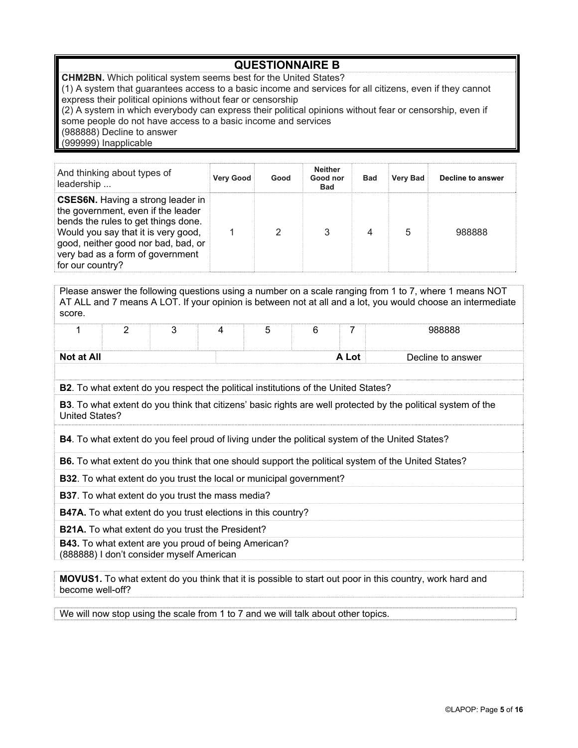## QUESTIONNAIRE B

**CHM2BN.** Which political system seems best for the United States?
(1) A system that guarantees access to a basic income and services for all citizens, even if they cannot express their political opinions without fear or censorship
(2) A system in which everybody can express their political opinions without fear or censorship, even if some people do not have access to a basic income and services
(988888) Decline to answer
(999999) Inapplicable

| And thinking about types of leadership ... | Very Good | Good | Neither Good nor Bad | Bad | Very Bad | Decline to answer |
|---|---|---|---|---|---|---|
| **CSES6N.** Having a strong leader in the government, even if the leader bends the rules to get things done. Would you say that it is very good, good, neither good nor bad, bad, or very bad as a form of government for our country? | 1 | 2 | 3 | 4 | 5 | 988888 |

Please answer the following questions using a number on a scale ranging from 1 to 7, where 1 means NOT AT ALL and 7 means A LOT. If your opinion is between not at all and a lot, you would choose an intermediate score.

| 1 | 2 | 3 | 4 | 5 | 6 | 7 | 988888 |
|---|---|---|---|---|---|---|---|
| **Not at All** | | | | | | **A Lot** | Decline to answer |

**B2**. To what extent do you respect the political institutions of the United States?

**B3**. To what extent do you think that citizens' basic rights are well protected by the political system of the United States?

**B4**. To what extent do you feel proud of living under the political system of the United States?

**B6.** To what extent do you think that one should support the political system of the United States?

**B32**. To what extent do you trust the local or municipal government?

**B37**. To what extent do you trust the mass media?

**B47A.** To what extent do you trust elections in this country?

**B21A.** To what extent do you trust the President?

**B43.** To what extent are you proud of being American?
(888888) I don't consider myself American

**MOVUS1.** To what extent do you think that it is possible to start out poor in this country, work hard and become well-off?

We will now stop using the scale from 1 to 7 and we will talk about other topics.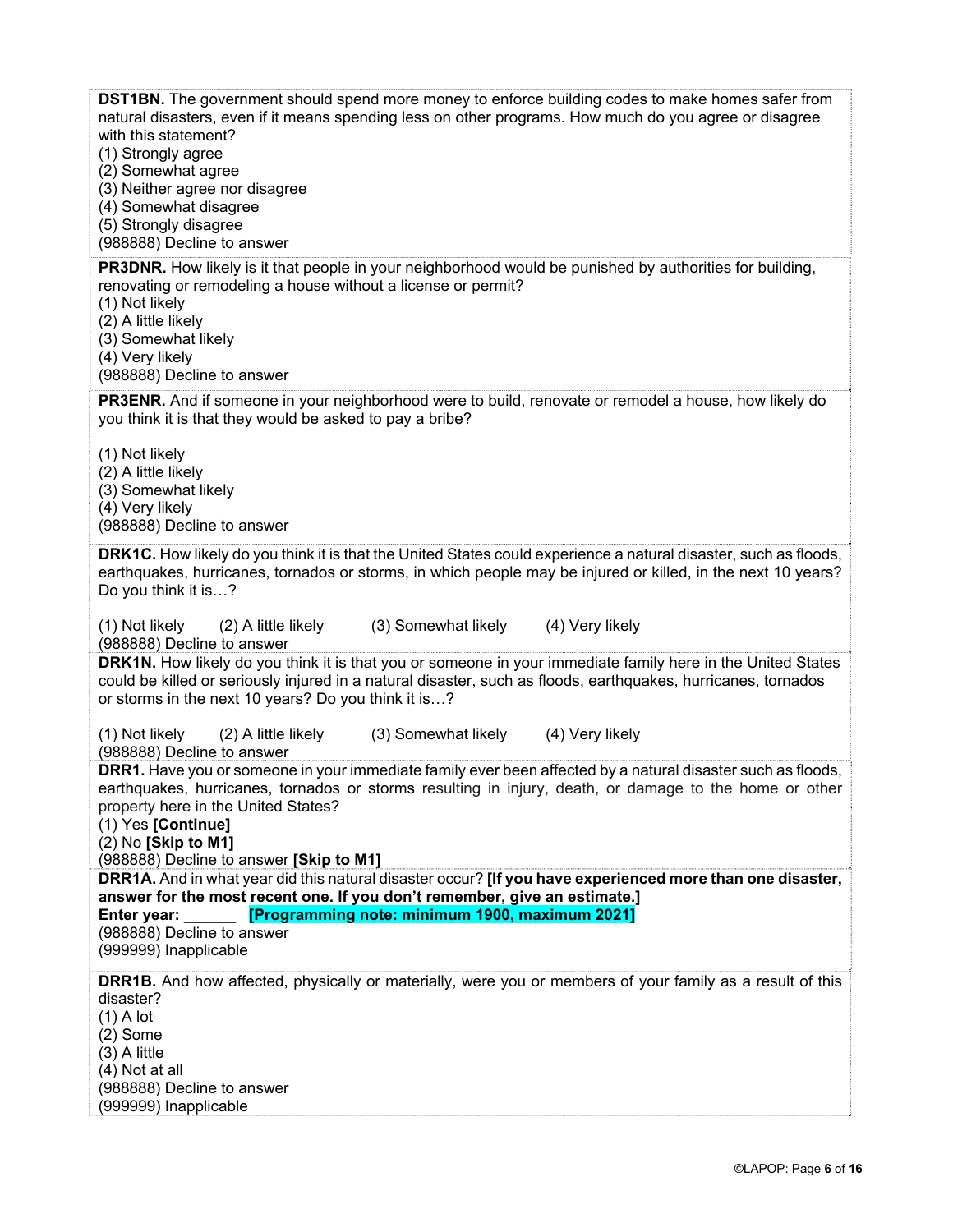**DST1BN.** The government should spend more money to enforce building codes to make homes safer from natural disasters, even if it means spending less on other programs. How much do you agree or disagree with this statement?
(1) Strongly agree
(2) Somewhat agree
(3) Neither agree nor disagree
(4) Somewhat disagree
(5) Strongly disagree
(988888) Decline to answer

**PR3DNR.** How likely is it that people in your neighborhood would be punished by authorities for building, renovating or remodeling a house without a license or permit?
(1) Not likely
(2) A little likely
(3) Somewhat likely
(4) Very likely
(988888) Decline to answer

**PR3ENR.** And if someone in your neighborhood were to build, renovate or remodel a house, how likely do you think it is that they would be asked to pay a bribe?

(1) Not likely
(2) A little likely
(3) Somewhat likely
(4) Very likely
(988888) Decline to answer

**DRK1C.** How likely do you think it is that the United States could experience a natural disaster, such as floods, earthquakes, hurricanes, tornados or storms, in which people may be injured or killed, in the next 10 years? Do you think it is…?

(1) Not likely (2) A little likely (3) Somewhat likely (4) Very likely
(988888) Decline to answer

**DRK1N.** How likely do you think it is that you or someone in your immediate family here in the United States could be killed or seriously injured in a natural disaster, such as floods, earthquakes, hurricanes, tornados or storms in the next 10 years? Do you think it is…?

(1) Not likely (2) A little likely (3) Somewhat likely (4) Very likely
(988888) Decline to answer

**DRR1.** Have you or someone in your immediate family ever been affected by a natural disaster such as floods, earthquakes, hurricanes, tornados or storms resulting in injury, death, or damage to the home or other property here in the United States?
(1) Yes **[Continue]**
(2) No **[Skip to M1]**
(988888) Decline to answer **[Skip to M1]**

**DRR1A.** And in what year did this natural disaster occur? **[If you have experienced more than one disaster, answer for the most recent one. If you don't remember, give an estimate.]**
**Enter year:** ______ **[Programming note: minimum 1900, maximum 2021]**
(988888) Decline to answer
(999999) Inapplicable

**DRR1B.** And how affected, physically or materially, were you or members of your family as a result of this disaster?
(1) A lot
(2) Some
(3) A little
(4) Not at all
(988888) Decline to answer
(999999) Inapplicable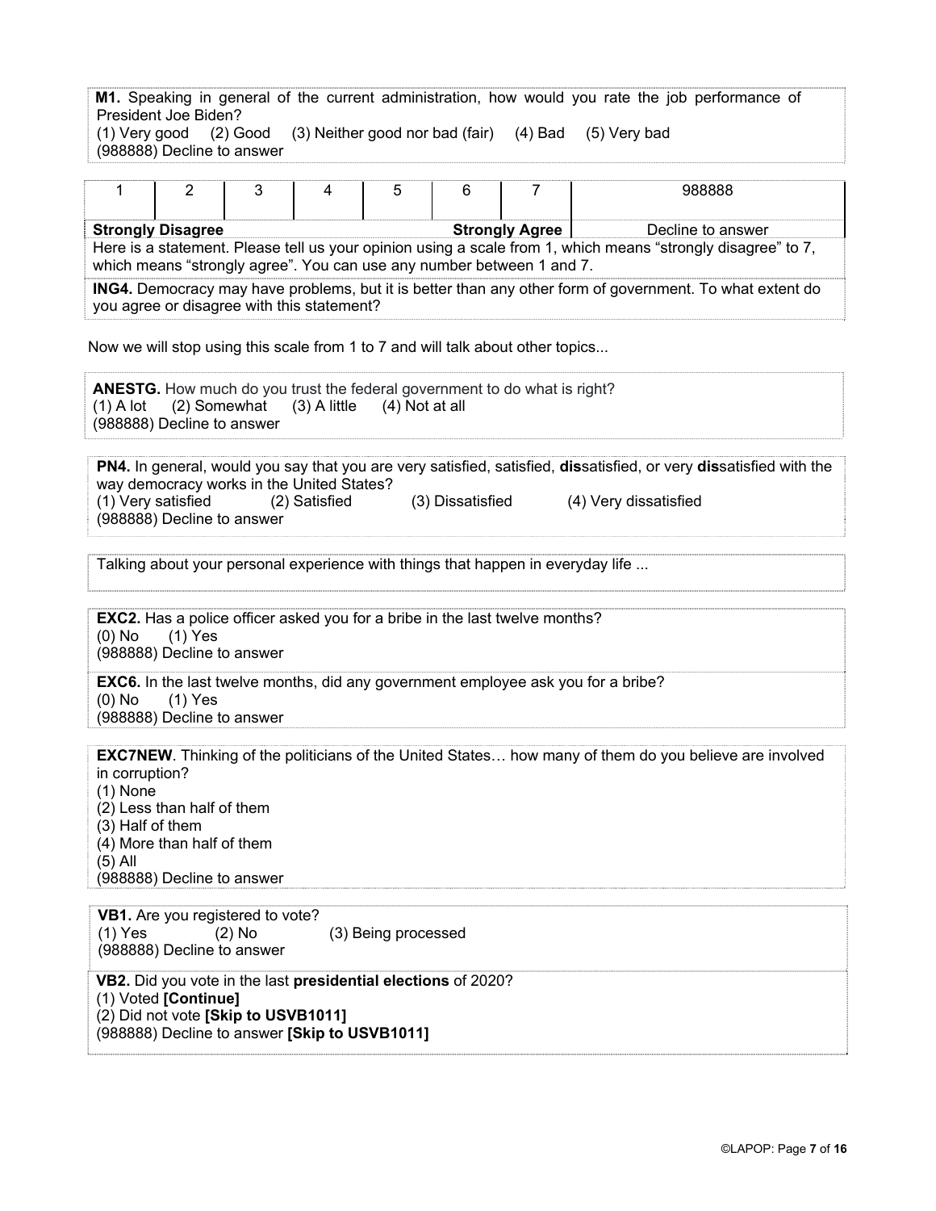**M1.** Speaking in general of the current administration, how would you rate the job performance of President Joe Biden?
(1) Very good (2) Good (3) Neither good nor bad (fair) (4) Bad (5) Very bad
(988888) Decline to answer

| 1 | 2 | 3 | 4 | 5 | 6 | 7 | 988888 |
|---|---|---|---|---|---|---|---|
| **Strongly Disagree** | | | | | | **Strongly Agree** | Decline to answer |

Here is a statement. Please tell us your opinion using a scale from 1, which means “strongly disagree” to 7, which means “strongly agree”. You can use any number between 1 and 7.

**ING4.** Democracy may have problems, but it is better than any other form of government. To what extent do you agree or disagree with this statement?

Now we will stop using this scale from 1 to 7 and will talk about other topics...

**ANESTG.** How much do you trust the federal government to do what is right?
(1) A lot (2) Somewhat (3) A little (4) Not at all
(988888) Decline to answer

**PN4.** In general, would you say that you are very satisfied, satisfied, **dis**satisfied, or very **dis**satisfied with the way democracy works in the United States?
(1) Very satisfied (2) Satisfied (3) Dissatisfied (4) Very dissatisfied
(988888) Decline to answer

Talking about your personal experience with things that happen in everyday life ...

**EXC2.** Has a police officer asked you for a bribe in the last twelve months?
(0) No (1) Yes
(988888) Decline to answer

**EXC6.** In the last twelve months, did any government employee ask you for a bribe?
(0) No (1) Yes
(988888) Decline to answer

**EXC7NEW**. Thinking of the politicians of the United States… how many of them do you believe are involved in corruption?
(1) None
(2) Less than half of them
(3) Half of them
(4) More than half of them
(5) All
(988888) Decline to answer

**VB1.** Are you registered to vote?
(1) Yes (2) No (3) Being processed
(988888) Decline to answer

**VB2.** Did you vote in the last **presidential elections** of 2020?
(1) Voted **[Continue]**
(2) Did not vote **[Skip to USVB1011]**
(988888) Decline to answer **[Skip to USVB1011]**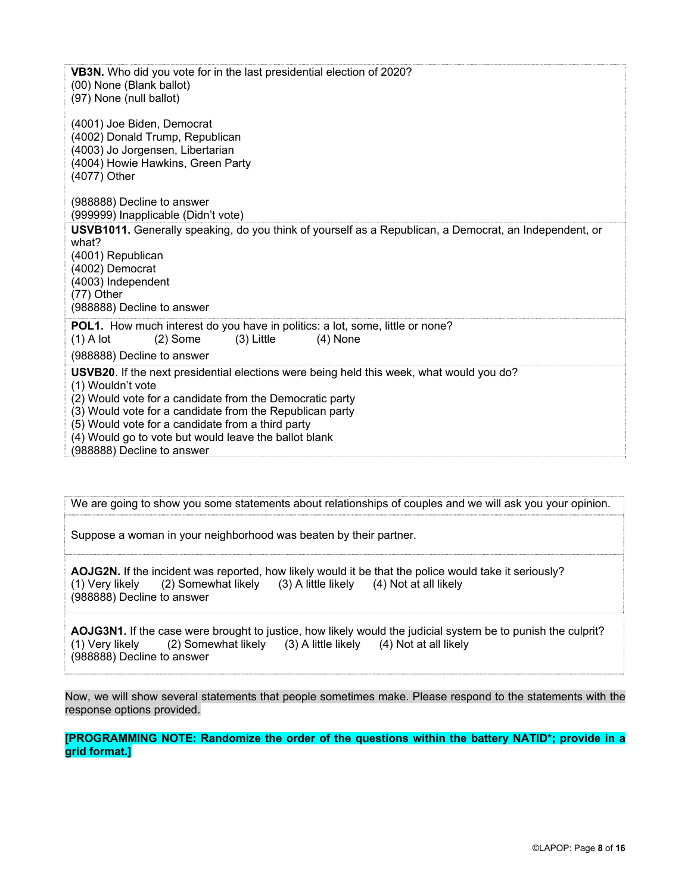**VB3N.** Who did you vote for in the last presidential election of 2020?
(00) None (Blank ballot)
(97) None (null ballot)

(4001) Joe Biden, Democrat
(4002) Donald Trump, Republican
(4003) Jo Jorgensen, Libertarian
(4004) Howie Hawkins, Green Party
(4077) Other

(988888) Decline to answer
(999999) Inapplicable (Didn't vote)

**USVB1011.** Generally speaking, do you think of yourself as a Republican, a Democrat, an Independent, or what?
(4001) Republican
(4002) Democrat
(4003) Independent
(77) Other
(988888) Decline to answer

**POL1.** How much interest do you have in politics: a lot, some, little or none?
(1) A lot (2) Some (3) Little (4) None
(988888) Decline to answer

**USVB20**. If the next presidential elections were being held this week, what would you do?
(1) Wouldn't vote
(2) Would vote for a candidate from the Democratic party
(3) Would vote for a candidate from the Republican party
(5) Would vote for a candidate from a third party
(4) Would go to vote but would leave the ballot blank
(988888) Decline to answer

We are going to show you some statements about relationships of couples and we will ask you your opinion.

Suppose a woman in your neighborhood was beaten by their partner.

**AOJG2N.** If the incident was reported, how likely would it be that the police would take it seriously?
(1) Very likely (2) Somewhat likely (3) A little likely (4) Not at all likely
(988888) Decline to answer

**AOJG3N1.** If the case were brought to justice, how likely would the judicial system be to punish the culprit?
(1) Very likely (2) Somewhat likely (3) A little likely (4) Not at all likely
(988888) Decline to answer

Now, we will show several statements that people sometimes make. Please respond to the statements with the response options provided.

**[PROGRAMMING NOTE: Randomize the order of the questions within the battery NATID*; provide in a grid format.]**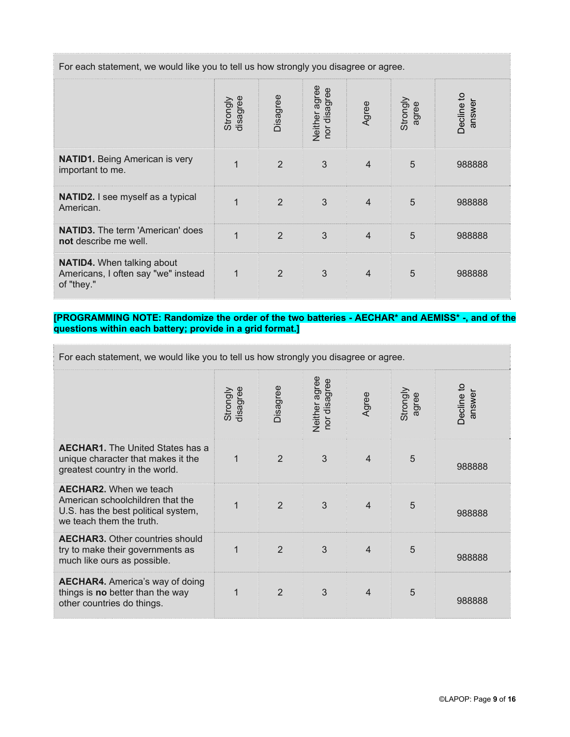For each statement, we would like you to tell us how strongly you disagree or agree.

| | Strongly disagree | Disagree | Neither agree nor disagree | Agree | Strongly agree | Decline to answer |
|---|---|---|---|---|---|---|
| **NATID1.** Being American is very important to me. | 1 | 2 | 3 | 4 | 5 | 988888 |
| **NATID2.** I see myself as a typical American. | 1 | 2 | 3 | 4 | 5 | 988888 |
| **NATID3.** The term 'American' does **not** describe me well. | 1 | 2 | 3 | 4 | 5 | 988888 |
| **NATID4.** When talking about Americans, I often say "we" instead of "they." | 1 | 2 | 3 | 4 | 5 | 988888 |

**[PROGRAMMING NOTE: Randomize the order of the two batteries - AECHAR* and AEMISS* -, and of the questions within each battery; provide in a grid format.]**

For each statement, we would like you to tell us how strongly you disagree or agree.

| | Strongly disagree | Disagree | Neither agree nor disagree | Agree | Strongly agree | Decline to answer |
|---|---|---|---|---|---|---|
| **AECHAR1.** The United States has a unique character that makes it the greatest country in the world. | 1 | 2 | 3 | 4 | 5 | 988888 |
| **AECHAR2.** When we teach American schoolchildren that the U.S. has the best political system, we teach them the truth. | 1 | 2 | 3 | 4 | 5 | 988888 |
| **AECHAR3.** Other countries should try to make their governments as much like ours as possible. | 1 | 2 | 3 | 4 | 5 | 988888 |
| **AECHAR4.** America's way of doing things is **no** better than the way other countries do things. | 1 | 2 | 3 | 4 | 5 | 988888 |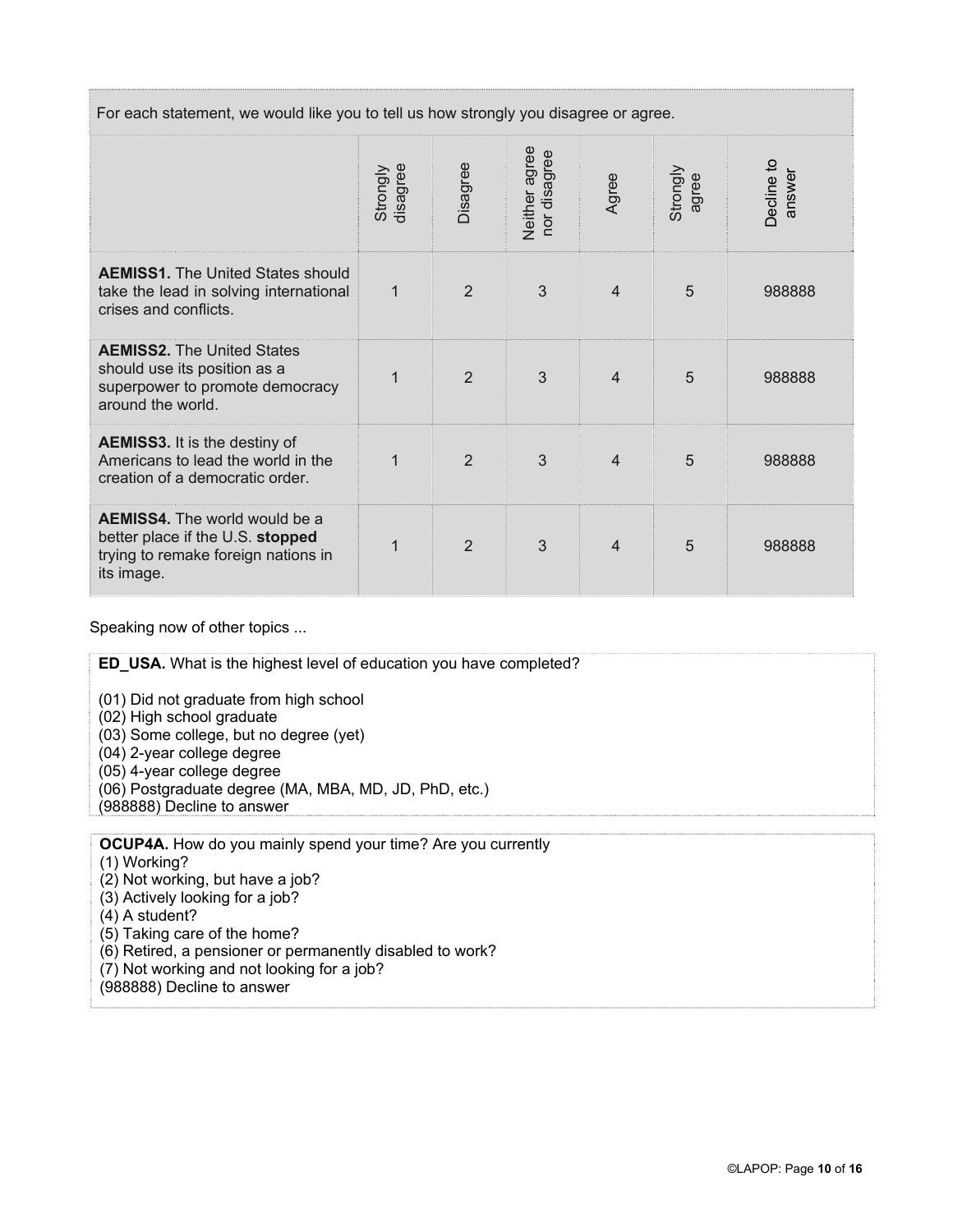| For each statement, we would like you to tell us how strongly you disagree or agree. | | | | | | |
|---|---|---|---|---|---|---|
| | Strongly disagree | Disagree | Neither agree nor disagree | Agree | Strongly agree | Decline to answer |
| **AEMISS1.** The United States should take the lead in solving international crises and conflicts. | 1 | 2 | 3 | 4 | 5 | 988888 |
| **AEMISS2.** The United States should use its position as a superpower to promote democracy around the world. | 1 | 2 | 3 | 4 | 5 | 988888 |
| **AEMISS3.** It is the destiny of Americans to lead the world in the creation of a democratic order. | 1 | 2 | 3 | 4 | 5 | 988888 |
| **AEMISS4.** The world would be a better place if the U.S. **stopped** trying to remake foreign nations in its image. | 1 | 2 | 3 | 4 | 5 | 988888 |

Speaking now of other topics ...

**ED_USA.** What is the highest level of education you have completed?

(01) Did not graduate from high school
(02) High school graduate
(03) Some college, but no degree (yet)
(04) 2-year college degree
(05) 4-year college degree
(06) Postgraduate degree (MA, MBA, MD, JD, PhD, etc.)
(988888) Decline to answer

**OCUP4A.** How do you mainly spend your time? Are you currently
(1) Working?
(2) Not working, but have a job?
(3) Actively looking for a job?
(4) A student?
(5) Taking care of the home?
(6) Retired, a pensioner or permanently disabled to work?
(7) Not working and not looking for a job?
(988888) Decline to answer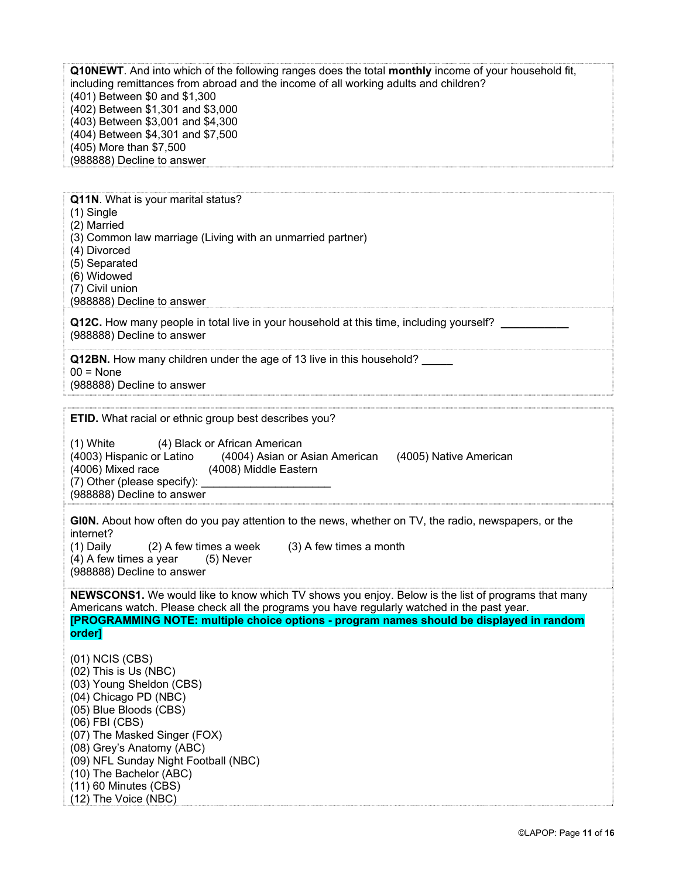**Q10NEWT**. And into which of the following ranges does the total **monthly** income of your household fit, including remittances from abroad and the income of all working adults and children?
(401) Between $0 and $1,300
(402) Between $1,301 and $3,000
(403) Between $3,001 and $4,300
(404) Between $4,301 and $7,500
(405) More than $7,500
(988888) Decline to answer

**Q11N**. What is your marital status?
(1) Single
(2) Married
(3) Common law marriage (Living with an unmarried partner)
(4) Divorced
(5) Separated
(6) Widowed
(7) Civil union
(988888) Decline to answer

**Q12C.** How many people in total live in your household at this time, including yourself? ___________
(988888) Decline to answer

**Q12BN.** How many children under the age of 13 live in this household? _____
00 = None
(988888) Decline to answer

**ETID.** What racial or ethnic group best describes you?

(1) White (4) Black or African American
(4003) Hispanic or Latino (4004) Asian or Asian American (4005) Native American
(4006) Mixed race (4008) Middle Eastern
(7) Other (please specify): ____________________
(988888) Decline to answer

**GI0N.** About how often do you pay attention to the news, whether on TV, the radio, newspapers, or the internet?
(1) Daily (2) A few times a week (3) A few times a month
(4) A few times a year (5) Never
(988888) Decline to answer

**NEWSCONS1.** We would like to know which TV shows you enjoy. Below is the list of programs that many Americans watch. Please check all the programs you have regularly watched in the past year.
**[PROGRAMMING NOTE: multiple choice options - program names should be displayed in random order]**

(01) NCIS (CBS)
(02) This is Us (NBC)
(03) Young Sheldon (CBS)
(04) Chicago PD (NBC)
(05) Blue Bloods (CBS)
(06) FBI (CBS)
(07) The Masked Singer (FOX)
(08) Grey's Anatomy (ABC)
(09) NFL Sunday Night Football (NBC)
(10) The Bachelor (ABC)
(11) 60 Minutes (CBS)
(12) The Voice (NBC)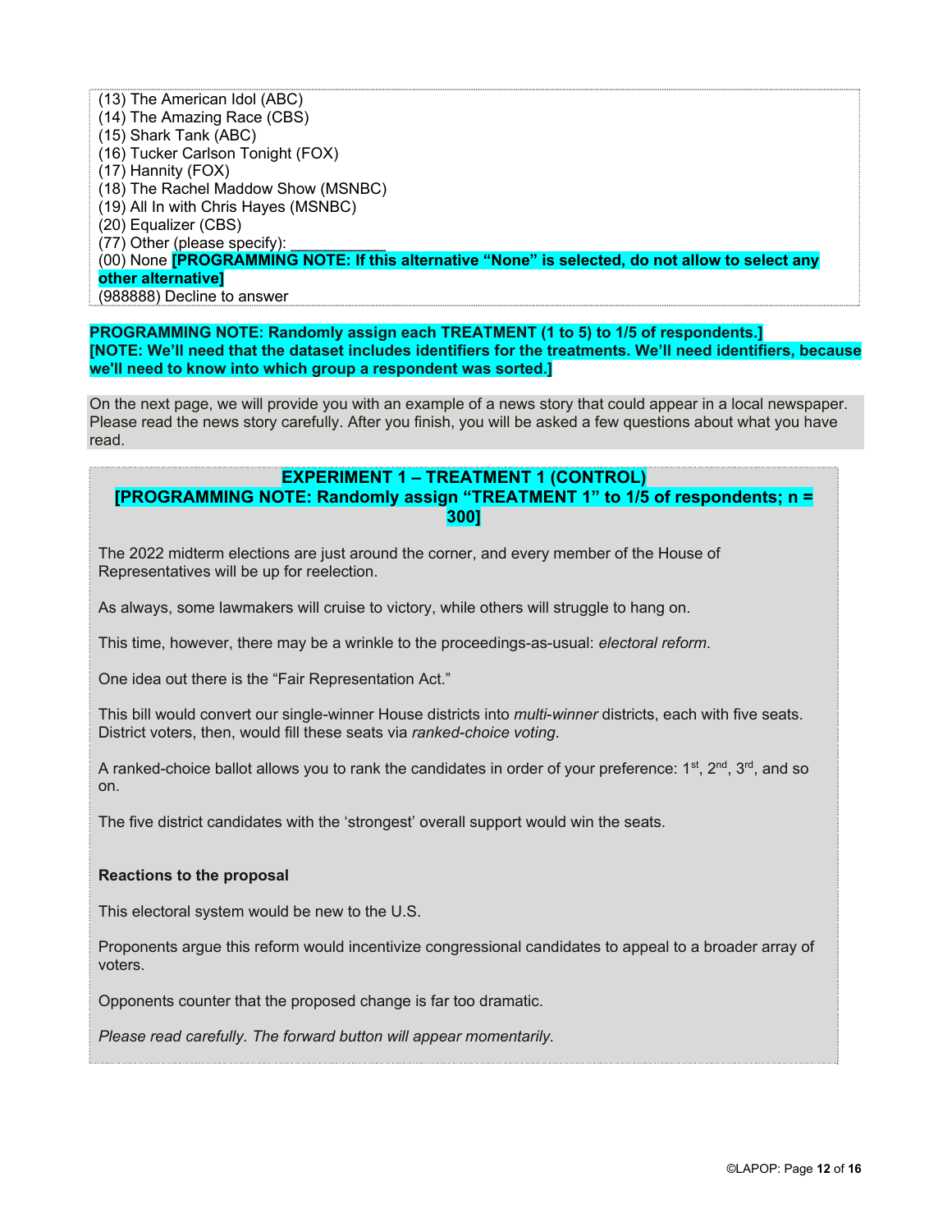(13) The American Idol (ABC)
(14) The Amazing Race (CBS)
(15) Shark Tank (ABC)
(16) Tucker Carlson Tonight (FOX)
(17) Hannity (FOX)
(18) The Rachel Maddow Show (MSNBC)
(19) All In with Chris Hayes (MSNBC)
(20) Equalizer (CBS)
(77) Other (please specify): ___________
(00) None **[PROGRAMMING NOTE: If this alternative "None" is selected, do not allow to select any other alternative]**
(988888) Decline to answer

**PROGRAMMING NOTE: Randomly assign each TREATMENT (1 to 5) to 1/5 of respondents.]**
**[NOTE: We'll need that the dataset includes identifiers for the treatments. We'll need identifiers, because we'll need to know into which group a respondent was sorted.]**

On the next page, we will provide you with an example of a news story that could appear in a local newspaper. Please read the news story carefully. After you finish, you will be asked a few questions about what you have read.

**EXPERIMENT 1 – TREATMENT 1 (CONTROL)**
**[PROGRAMMING NOTE: Randomly assign "TREATMENT 1" to 1/5 of respondents; n = 300]**

The 2022 midterm elections are just around the corner, and every member of the House of Representatives will be up for reelection.

As always, some lawmakers will cruise to victory, while others will struggle to hang on.

This time, however, there may be a wrinkle to the proceedings-as-usual: *electoral reform*.

One idea out there is the "Fair Representation Act."

This bill would convert our single-winner House districts into *multi-winner* districts, each with five seats. District voters, then, would fill these seats via *ranked-choice voting*.

A ranked-choice ballot allows you to rank the candidates in order of your preference: 1st, 2nd, 3rd, and so on.

The five district candidates with the 'strongest' overall support would win the seats.

**Reactions to the proposal**

This electoral system would be new to the U.S.

Proponents argue this reform would incentivize congressional candidates to appeal to a broader array of voters.

Opponents counter that the proposed change is far too dramatic.

*Please read carefully. The forward button will appear momentarily.*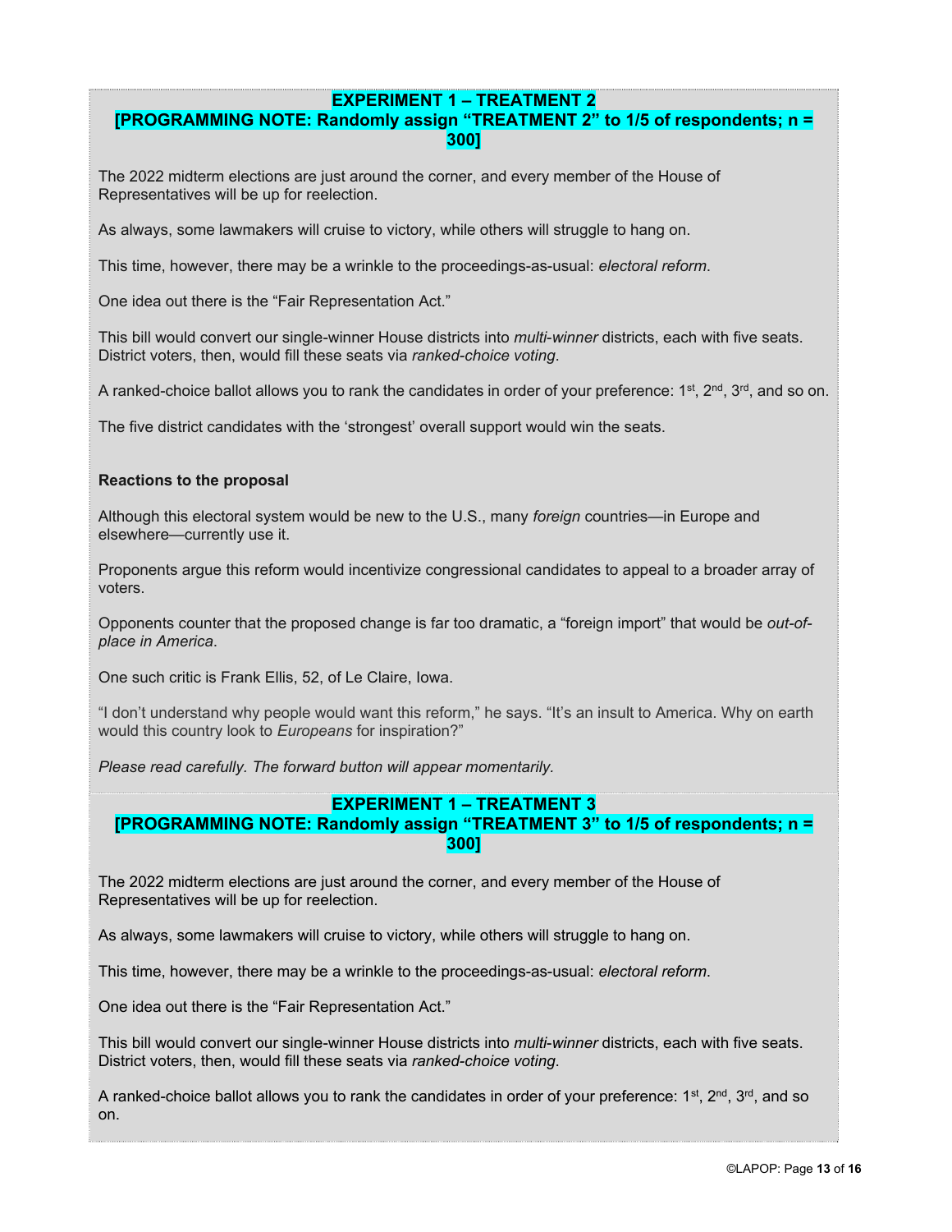**EXPERIMENT 1 – TREATMENT 2**
**[PROGRAMMING NOTE: Randomly assign "TREATMENT 2" to 1/5 of respondents; n = 300]**

The 2022 midterm elections are just around the corner, and every member of the House of Representatives will be up for reelection.

As always, some lawmakers will cruise to victory, while others will struggle to hang on.

This time, however, there may be a wrinkle to the proceedings-as-usual: *electoral reform*.

One idea out there is the "Fair Representation Act."

This bill would convert our single-winner House districts into *multi-winner* districts, each with five seats. District voters, then, would fill these seats via *ranked-choice voting*.

A ranked-choice ballot allows you to rank the candidates in order of your preference: 1st, 2nd, 3rd, and so on.

The five district candidates with the 'strongest' overall support would win the seats.

**Reactions to the proposal**

Although this electoral system would be new to the U.S., many *foreign* countries—in Europe and elsewhere—currently use it.

Proponents argue this reform would incentivize congressional candidates to appeal to a broader array of voters.

Opponents counter that the proposed change is far too dramatic, a "foreign import" that would be *out-of-place in America*.

One such critic is Frank Ellis, 52, of Le Claire, Iowa.

"I don't understand why people would want this reform," he says. "It's an insult to America. Why on earth would this country look to *Europeans* for inspiration?"

*Please read carefully. The forward button will appear momentarily.*

**EXPERIMENT 1 – TREATMENT 3**
**[PROGRAMMING NOTE: Randomly assign "TREATMENT 3" to 1/5 of respondents; n = 300]**

The 2022 midterm elections are just around the corner, and every member of the House of Representatives will be up for reelection.

As always, some lawmakers will cruise to victory, while others will struggle to hang on.

This time, however, there may be a wrinkle to the proceedings-as-usual: *electoral reform*.

One idea out there is the "Fair Representation Act."

This bill would convert our single-winner House districts into *multi-winner* districts, each with five seats. District voters, then, would fill these seats via *ranked-choice voting*.

A ranked-choice ballot allows you to rank the candidates in order of your preference: 1st, 2nd, 3rd, and so on.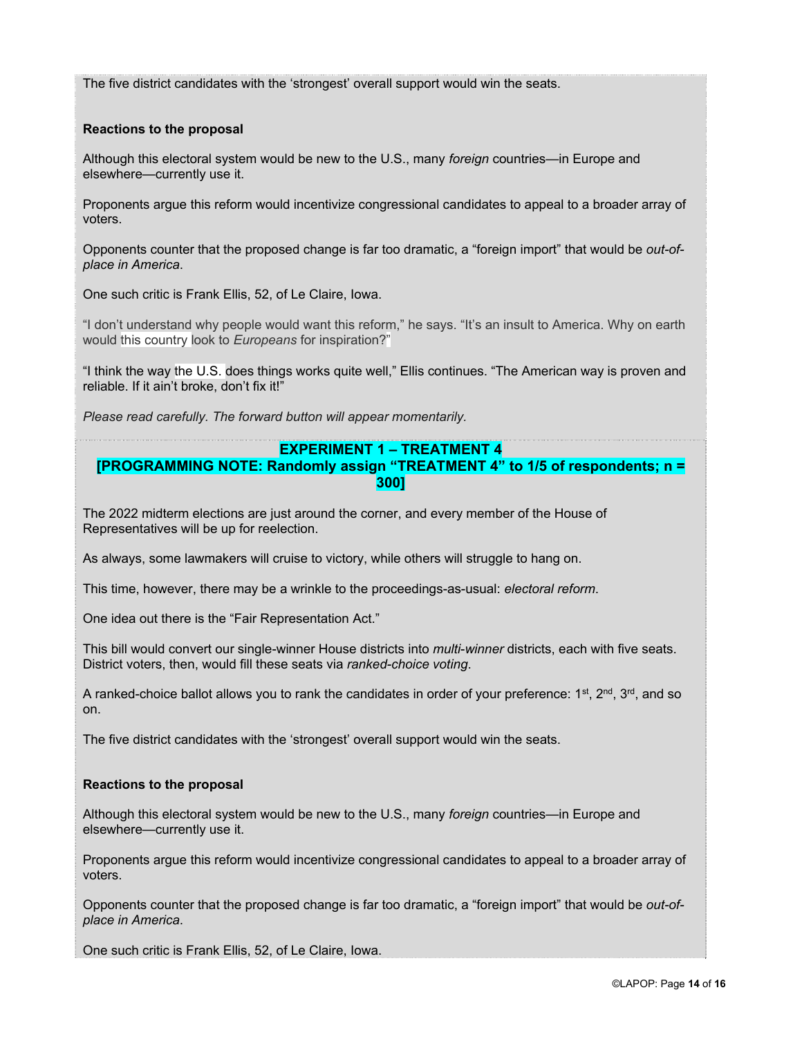The five district candidates with the 'strongest' overall support would win the seats.

**Reactions to the proposal**

Although this electoral system would be new to the U.S., many *foreign* countries—in Europe and elsewhere—currently use it.

Proponents argue this reform would incentivize congressional candidates to appeal to a broader array of voters.

Opponents counter that the proposed change is far too dramatic, a "foreign import" that would be *out-of-place in America*.

One such critic is Frank Ellis, 52, of Le Claire, Iowa.

"I don't understand why people would want this reform," he says. "It's an insult to America. Why on earth would this country look to *Europeans* for inspiration?"

"I think the way the U.S. does things works quite well," Ellis continues. "The American way is proven and reliable. If it ain't broke, don't fix it!"

*Please read carefully. The forward button will appear momentarily.*

**EXPERIMENT 1 – TREATMENT 4**

**[PROGRAMMING NOTE: Randomly assign "TREATMENT 4" to 1/5 of respondents; n = 300]**

The 2022 midterm elections are just around the corner, and every member of the House of Representatives will be up for reelection.

As always, some lawmakers will cruise to victory, while others will struggle to hang on.

This time, however, there may be a wrinkle to the proceedings-as-usual: *electoral reform*.

One idea out there is the "Fair Representation Act."

This bill would convert our single-winner House districts into *multi-winner* districts, each with five seats. District voters, then, would fill these seats via *ranked-choice voting*.

A ranked-choice ballot allows you to rank the candidates in order of your preference: 1st, 2nd, 3rd, and so on.

The five district candidates with the 'strongest' overall support would win the seats.

**Reactions to the proposal**

Although this electoral system would be new to the U.S., many *foreign* countries—in Europe and elsewhere—currently use it.

Proponents argue this reform would incentivize congressional candidates to appeal to a broader array of voters.

Opponents counter that the proposed change is far too dramatic, a "foreign import" that would be *out-of-place in America*.

One such critic is Frank Ellis, 52, of Le Claire, Iowa.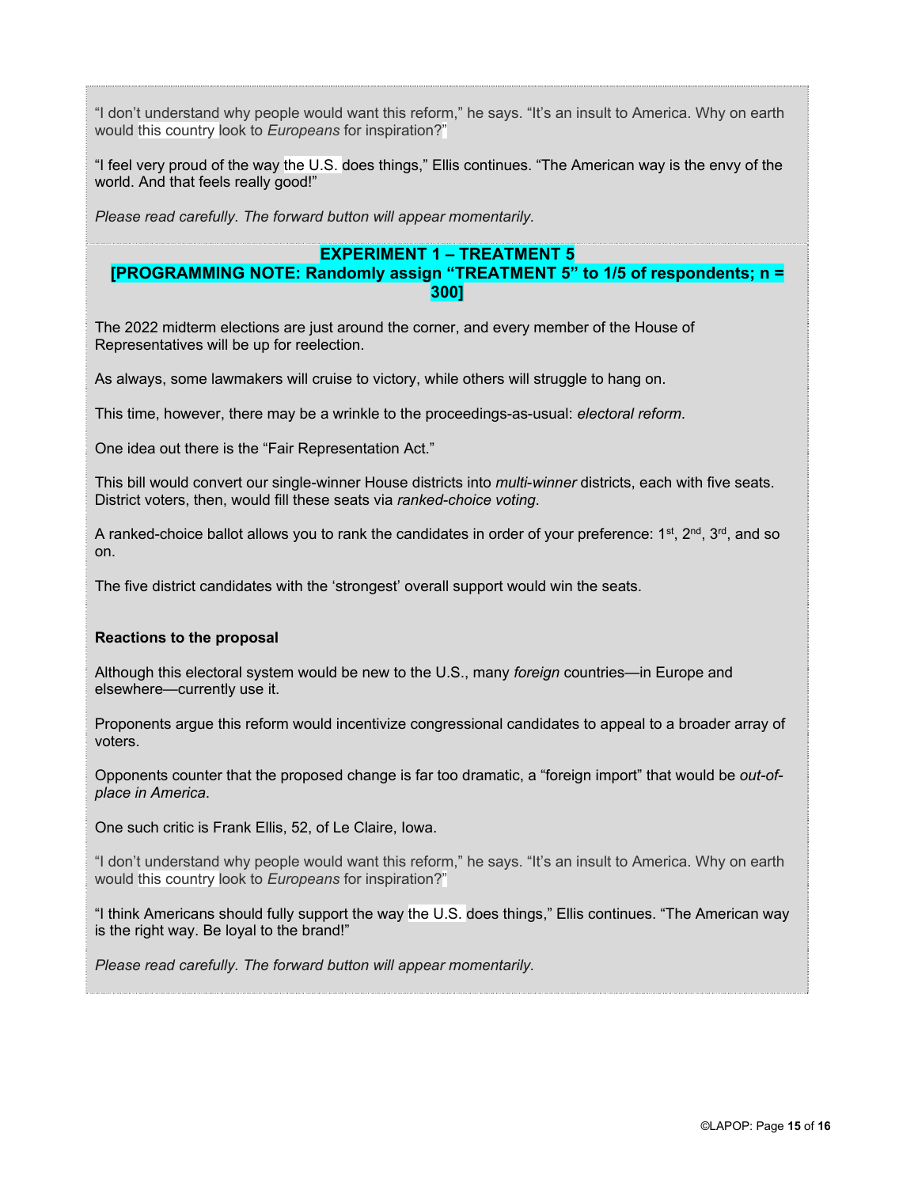"I don't understand why people would want this reform," he says. "It's an insult to America. Why on earth would this country look to *Europeans* for inspiration?"

"I feel very proud of the way the U.S. does things," Ellis continues. "The American way is the envy of the world. And that feels really good!"

*Please read carefully. The forward button will appear momentarily.*

**EXPERIMENT 1 – TREATMENT 5**
**[PROGRAMMING NOTE: Randomly assign "TREATMENT 5" to 1/5 of respondents; n = 300]**

The 2022 midterm elections are just around the corner, and every member of the House of Representatives will be up for reelection.

As always, some lawmakers will cruise to victory, while others will struggle to hang on.

This time, however, there may be a wrinkle to the proceedings-as-usual: *electoral reform*.

One idea out there is the "Fair Representation Act."

This bill would convert our single-winner House districts into *multi-winner* districts, each with five seats. District voters, then, would fill these seats via *ranked-choice voting*.

A ranked-choice ballot allows you to rank the candidates in order of your preference: 1st, 2nd, 3rd, and so on.

The five district candidates with the 'strongest' overall support would win the seats.

**Reactions to the proposal**

Although this electoral system would be new to the U.S., many *foreign* countries—in Europe and elsewhere—currently use it.

Proponents argue this reform would incentivize congressional candidates to appeal to a broader array of voters.

Opponents counter that the proposed change is far too dramatic, a "foreign import" that would be *out-of-place in America*.

One such critic is Frank Ellis, 52, of Le Claire, Iowa.

"I don't understand why people would want this reform," he says. "It's an insult to America. Why on earth would this country look to *Europeans* for inspiration?"

"I think Americans should fully support the way the U.S. does things," Ellis continues. "The American way is the right way. Be loyal to the brand!"

*Please read carefully. The forward button will appear momentarily.*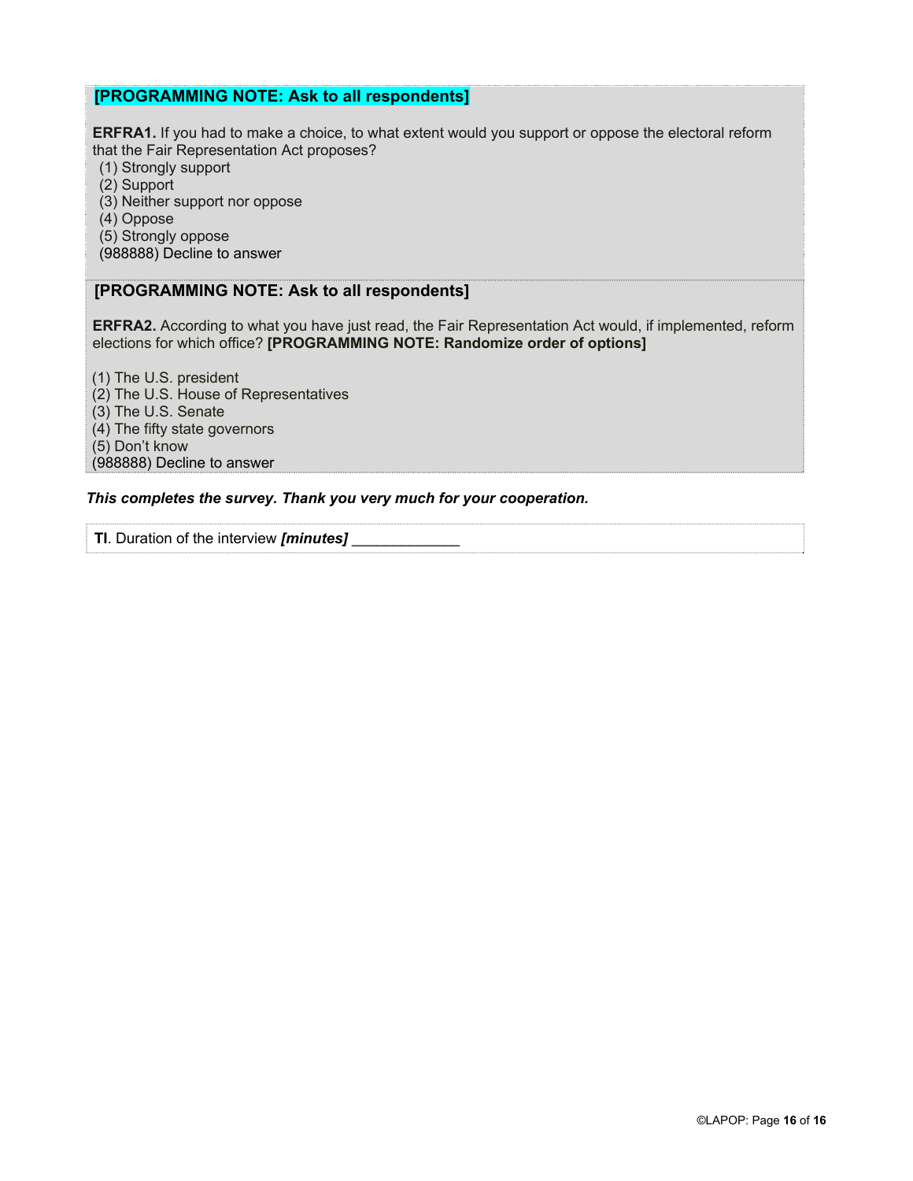**[PROGRAMMING NOTE: Ask to all respondents]**

**ERFRA1.** If you had to make a choice, to what extent would you support or oppose the electoral reform that the Fair Representation Act proposes?
(1) Strongly support
(2) Support
(3) Neither support nor oppose
(4) Oppose
(5) Strongly oppose
(988888) Decline to answer

**[PROGRAMMING NOTE: Ask to all respondents]**

**ERFRA2.** According to what you have just read, the Fair Representation Act would, if implemented, reform elections for which office? **[PROGRAMMING NOTE: Randomize order of options]**

(1) The U.S. president
(2) The U.S. House of Representatives
(3) The U.S. Senate
(4) The fifty state governors
(5) Don't know
(988888) Decline to answer

***This completes the survey. Thank you very much for your cooperation.***

**TI**. Duration of the interview ***[minutes]*** _____________